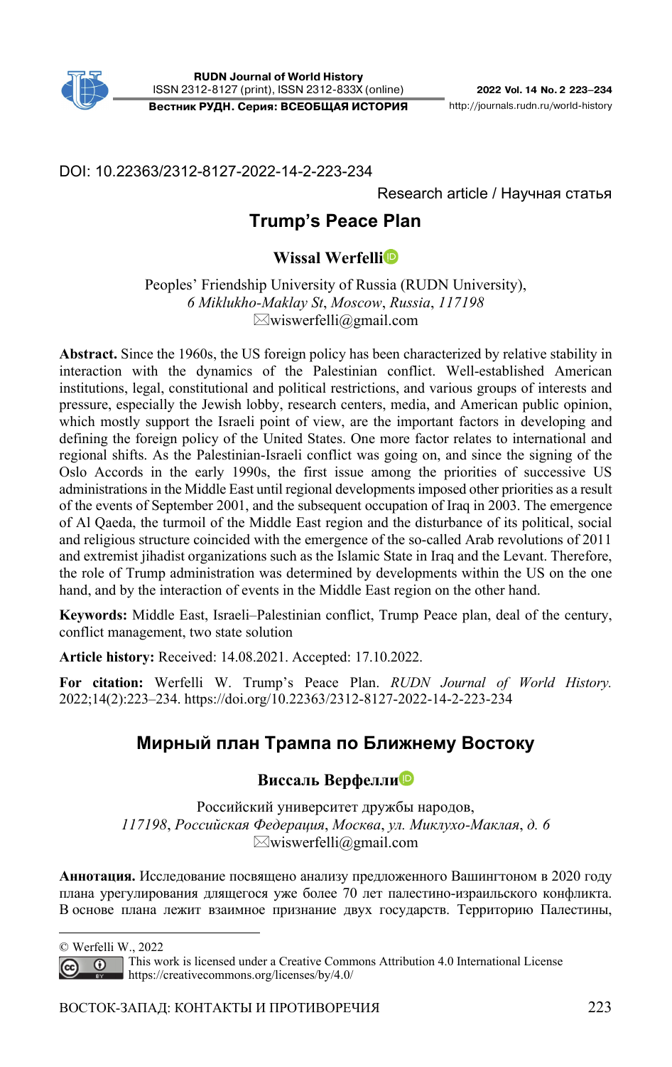DOI: 10.22363/2312-8127-2022-14-2-223-234

Research article / Научная статья

# Trump's Peace Plan

**Wissal Werfelli**

Peoples' Friendship University of Russia (RUDN University),
*6 Miklukho-Maklay St*, *Moscow*, *Russia*, *117198*
✉wiswerfelli@gmail.com

**Abstract.** Since the 1960s, the US foreign policy has been characterized by relative stability in interaction with the dynamics of the Palestinian conflict. Well-established American institutions, legal, constitutional and political restrictions, and various groups of interests and pressure, especially the Jewish lobby, research centers, media, and American public opinion, which mostly support the Israeli point of view, are the important factors in developing and defining the foreign policy of the United States. One more factor relates to international and regional shifts. As the Palestinian-Israeli conflict was going on, and since the signing of the Oslo Accords in the early 1990s, the first issue among the priorities of successive US administrations in the Middle East until regional developments imposed other priorities as a result of the events of September 2001, and the subsequent occupation of Iraq in 2003. The emergence of Al Qaeda, the turmoil of the Middle East region and the disturbance of its political, social and religious structure coincided with the emergence of the so-called Arab revolutions of 2011 and extremist jihadist organizations such as the Islamic State in Iraq and the Levant. Therefore, the role of Trump administration was determined by developments within the US on the one hand, and by the interaction of events in the Middle East region on the other hand.

**Keywords:** Middle East, Israeli–Palestinian conflict, Trump Peace plan, deal of the century, conflict management, two state solution

**Article history:** Received: 14.08.2021. Accepted: 17.10.2022.

**For citation:** Werfelli W. Trump's Peace Plan. *RUDN Journal of World History.* 2022;14(2):223–234. https://doi.org/10.22363/2312-8127-2022-14-2-223-234

# Мирный план Трампа по Ближнему Востоку

**Виссаль Верфелли**

Российский университет дружбы народов,
*117198*, *Российская Федерация*, *Москва*, *ул. Миклухо-Маклая*, *д. 6*
✉wiswerfelli@gmail.com

**Аннотация.** Исследование посвящено анализу предложенного Вашингтоном в 2020 году плана урегулирования длящегося уже более 70 лет палестино-израильского конфликта. В основе плана лежит взаимное признание двух государств. Территорию Палестины,

© Werfelli W., 2022

This work is licensed under a Creative Commons Attribution 4.0 International License
https://creativecommons.org/licenses/by/4.0/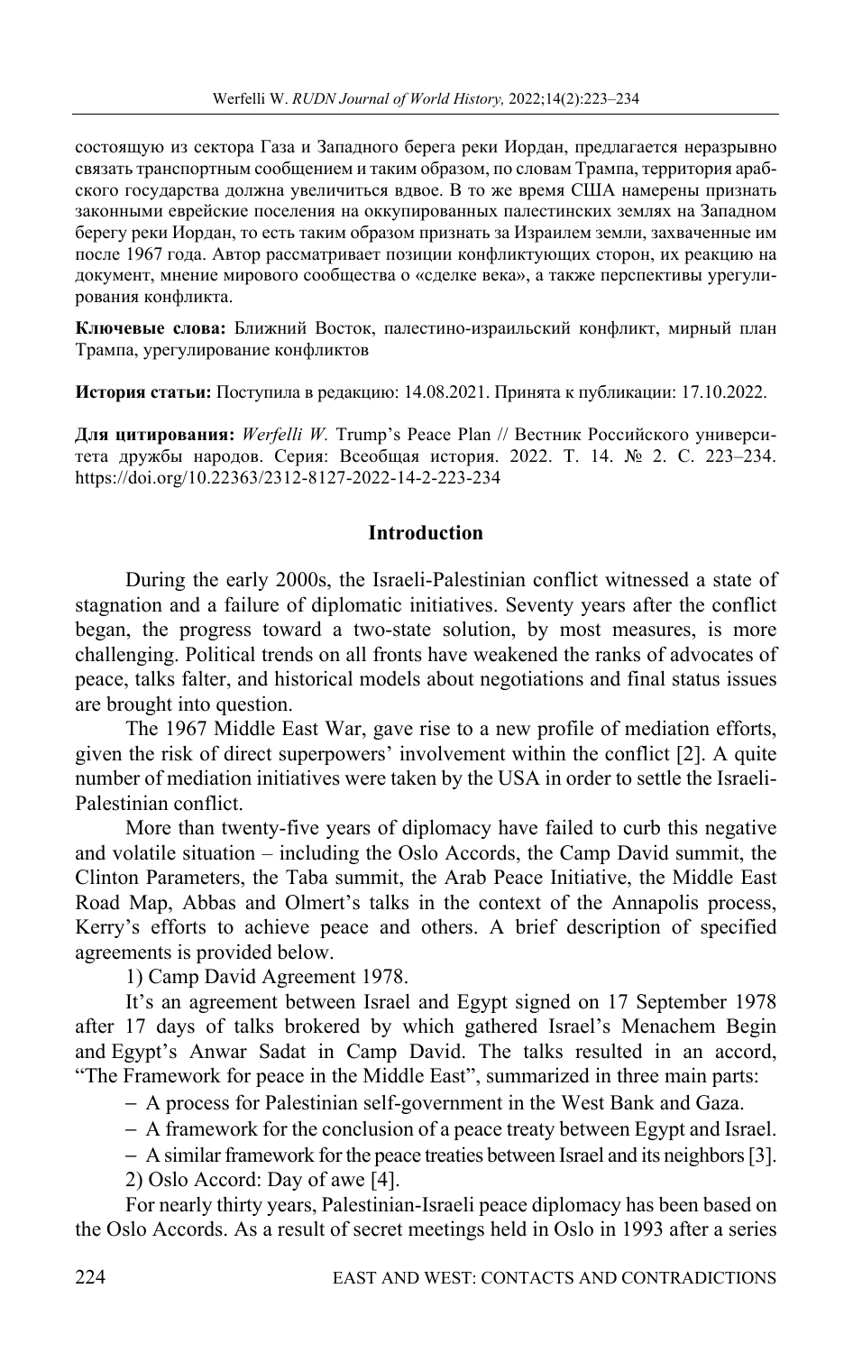состоящую из сектора Газа и Западного берега реки Иордан, предлагается неразрывно связать транспортным сообщением и таким образом, по словам Трампа, территория арабского государства должна увеличиться вдвое. В то же время США намерены признать законными еврейские поселения на оккупированных палестинских землях на Западном берегу реки Иордан, то есть таким образом признать за Израилем земли, захваченные им после 1967 года. Автор рассматривает позиции конфликтующих сторон, их реакцию на документ, мнение мирового сообщества о «сделке века», а также перспективы урегулирования конфликта.

**Ключевые слова:** Ближний Восток, палестино-израильский конфликт, мирный план Трампа, урегулирование конфликтов

**История статьи:** Поступила в редакцию: 14.08.2021. Принята к публикации: 17.10.2022.

**Для цитирования:** *Werfelli W.* Trump's Peace Plan // Вестник Российского университета дружбы народов. Серия: Всеобщая история. 2022. Т. 14. № 2. С. 223–234. https://doi.org/10.22363/2312-8127-2022-14-2-223-234

## Introduction

During the early 2000s, the Israeli-Palestinian conflict witnessed a state of stagnation and a failure of diplomatic initiatives. Seventy years after the conflict began, the progress toward a two-state solution, by most measures, is more challenging. Political trends on all fronts have weakened the ranks of advocates of peace, talks falter, and historical models about negotiations and final status issues are brought into question.

The 1967 Middle East War, gave rise to a new profile of mediation efforts, given the risk of direct superpowers' involvement within the conflict [2]. A quite number of mediation initiatives were taken by the USA in order to settle the Israeli-Palestinian conflict.

More than twenty-five years of diplomacy have failed to curb this negative and volatile situation – including the Oslo Accords, the Camp David summit, the Clinton Parameters, the Taba summit, the Arab Peace Initiative, the Middle East Road Map, Abbas and Olmert's talks in the context of the Annapolis process, Kerry's efforts to achieve peace and others. A brief description of specified agreements is provided below.

1) Camp David Agreement 1978.

It's an agreement between Israel and Egypt signed on 17 September 1978 after 17 days of talks brokered by which gathered Israel's Menachem Begin and Egypt's Anwar Sadat in Camp David. The talks resulted in an accord, "The Framework for peace in the Middle East", summarized in three main parts:

- A process for Palestinian self-government in the West Bank and Gaza.
- A framework for the conclusion of a peace treaty between Egypt and Israel.
- A similar framework for the peace treaties between Israel and its neighbors [3].

2) Oslo Accord: Day of awe [4].

For nearly thirty years, Palestinian-Israeli peace diplomacy has been based on the Oslo Accords. As a result of secret meetings held in Oslo in 1993 after a series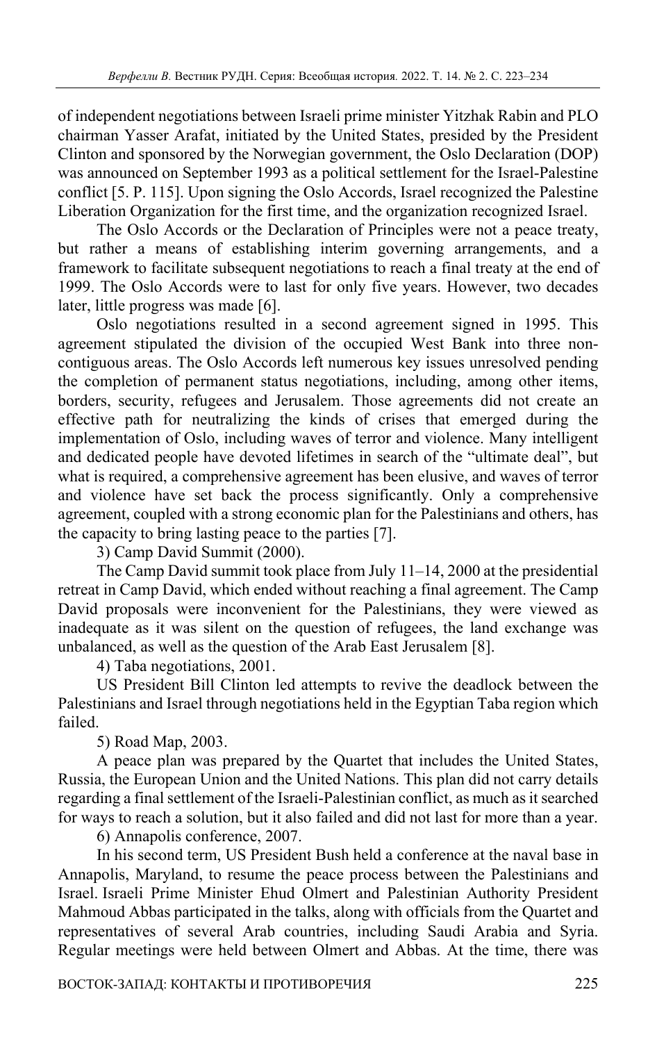of independent negotiations between Israeli prime minister Yitzhak Rabin and PLO chairman Yasser Arafat, initiated by the United States, presided by the President Clinton and sponsored by the Norwegian government, the Oslo Declaration (DOP) was announced on September 1993 as a political settlement for the Israel-Palestine conflict [5. P. 115]. Upon signing the Oslo Accords, Israel recognized the Palestine Liberation Organization for the first time, and the organization recognized Israel.

The Oslo Accords or the Declaration of Principles were not a peace treaty, but rather a means of establishing interim governing arrangements, and a framework to facilitate subsequent negotiations to reach a final treaty at the end of 1999. The Oslo Accords were to last for only five years. However, two decades later, little progress was made [6].

Oslo negotiations resulted in a second agreement signed in 1995. This agreement stipulated the division of the occupied West Bank into three non-contiguous areas. The Oslo Accords left numerous key issues unresolved pending the completion of permanent status negotiations, including, among other items, borders, security, refugees and Jerusalem. Those agreements did not create an effective path for neutralizing the kinds of crises that emerged during the implementation of Oslo, including waves of terror and violence. Many intelligent and dedicated people have devoted lifetimes in search of the "ultimate deal", but what is required, a comprehensive agreement has been elusive, and waves of terror and violence have set back the process significantly. Only a comprehensive agreement, coupled with a strong economic plan for the Palestinians and others, has the capacity to bring lasting peace to the parties [7].

3) Camp David Summit (2000).

The Camp David summit took place from July 11–14, 2000 at the presidential retreat in Camp David, which ended without reaching a final agreement. The Camp David proposals were inconvenient for the Palestinians, they were viewed as inadequate as it was silent on the question of refugees, the land exchange was unbalanced, as well as the question of the Arab East Jerusalem [8].

4) Taba negotiations, 2001.

US President Bill Clinton led attempts to revive the deadlock between the Palestinians and Israel through negotiations held in the Egyptian Taba region which failed.

5) Road Map, 2003.

A peace plan was prepared by the Quartet that includes the United States, Russia, the European Union and the United Nations. This plan did not carry details regarding a final settlement of the Israeli-Palestinian conflict, as much as it searched for ways to reach a solution, but it also failed and did not last for more than a year.

6) Annapolis conference, 2007.

In his second term, US President Bush held a conference at the naval base in Annapolis, Maryland, to resume the peace process between the Palestinians and Israel. Israeli Prime Minister Ehud Olmert and Palestinian Authority President Mahmoud Abbas participated in the talks, along with officials from the Quartet and representatives of several Arab countries, including Saudi Arabia and Syria. Regular meetings were held between Olmert and Abbas. At the time, there was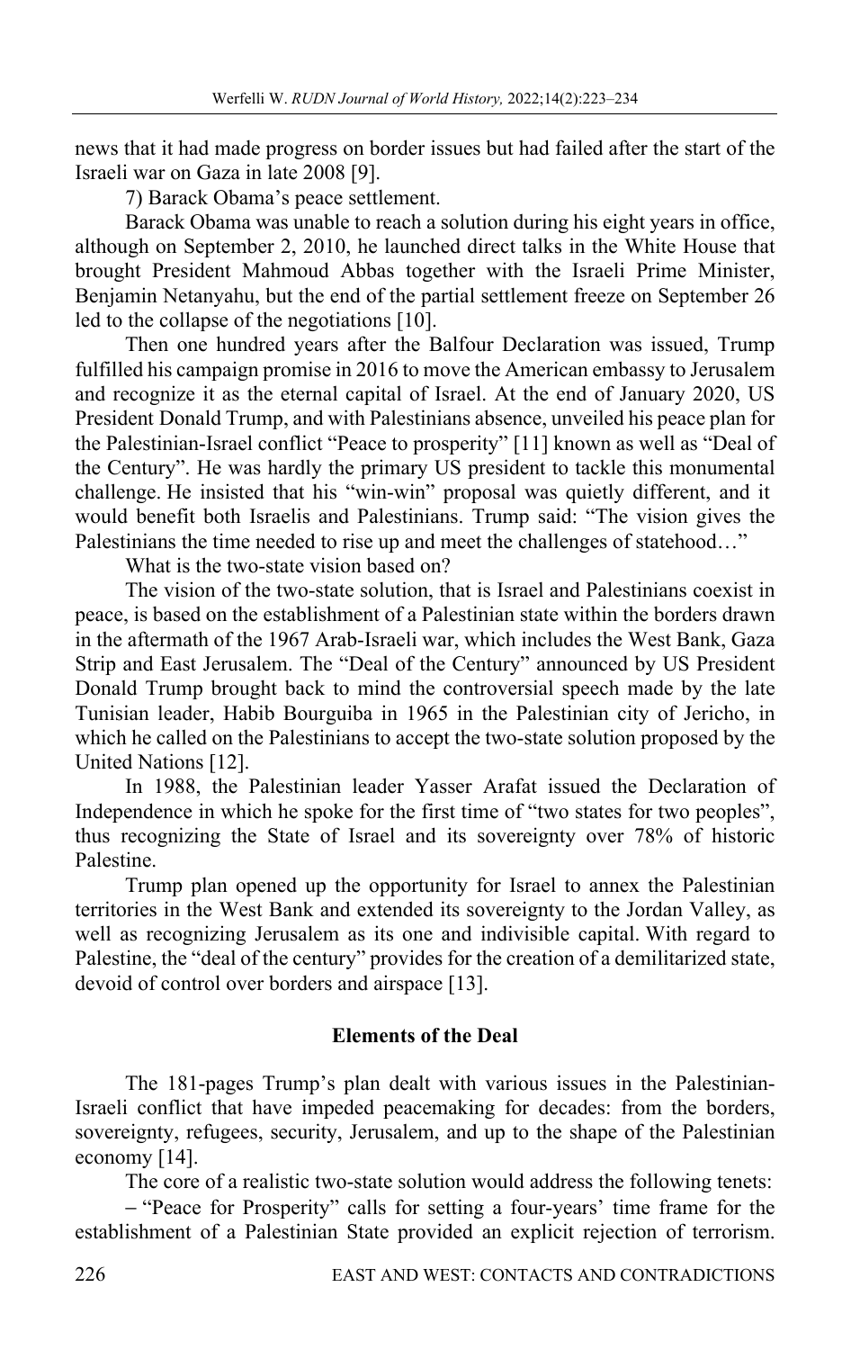news that it had made progress on border issues but had failed after the start of the Israeli war on Gaza in late 2008 [9].

7) Barack Obama's peace settlement.

Barack Obama was unable to reach a solution during his eight years in office, although on September 2, 2010, he launched direct talks in the White House that brought President Mahmoud Abbas together with the Israeli Prime Minister, Benjamin Netanyahu, but the end of the partial settlement freeze on September 26 led to the collapse of the negotiations [10].

Then one hundred years after the Balfour Declaration was issued, Trump fulfilled his campaign promise in 2016 to move the American embassy to Jerusalem and recognize it as the eternal capital of Israel. At the end of January 2020, US President Donald Trump, and with Palestinians absence, unveiled his peace plan for the Palestinian-Israel conflict "Peace to prosperity" [11] known as well as "Deal of the Century". He was hardly the primary US president to tackle this monumental challenge. He insisted that his "win-win" proposal was quietly different, and it would benefit both Israelis and Palestinians. Trump said: "The vision gives the Palestinians the time needed to rise up and meet the challenges of statehood…"

What is the two-state vision based on?

The vision of the two-state solution, that is Israel and Palestinians coexist in peace, is based on the establishment of a Palestinian state within the borders drawn in the aftermath of the 1967 Arab-Israeli war, which includes the West Bank, Gaza Strip and East Jerusalem. The "Deal of the Century" announced by US President Donald Trump brought back to mind the controversial speech made by the late Tunisian leader, Habib Bourguiba in 1965 in the Palestinian city of Jericho, in which he called on the Palestinians to accept the two-state solution proposed by the United Nations [12].

In 1988, the Palestinian leader Yasser Arafat issued the Declaration of Independence in which he spoke for the first time of "two states for two peoples", thus recognizing the State of Israel and its sovereignty over 78% of historic Palestine.

Trump plan opened up the opportunity for Israel to annex the Palestinian territories in the West Bank and extended its sovereignty to the Jordan Valley, as well as recognizing Jerusalem as its one and indivisible capital. With regard to Palestine, the "deal of the century" provides for the creation of a demilitarized state, devoid of control over borders and airspace [13].

## Elements of the Deal

The 181-pages Trump's plan dealt with various issues in the Palestinian-Israeli conflict that have impeded peacemaking for decades: from the borders, sovereignty, refugees, security, Jerusalem, and up to the shape of the Palestinian economy [14].

The core of a realistic two-state solution would address the following tenets:

– "Peace for Prosperity" calls for setting a four-years' time frame for the establishment of a Palestinian State provided an explicit rejection of terrorism.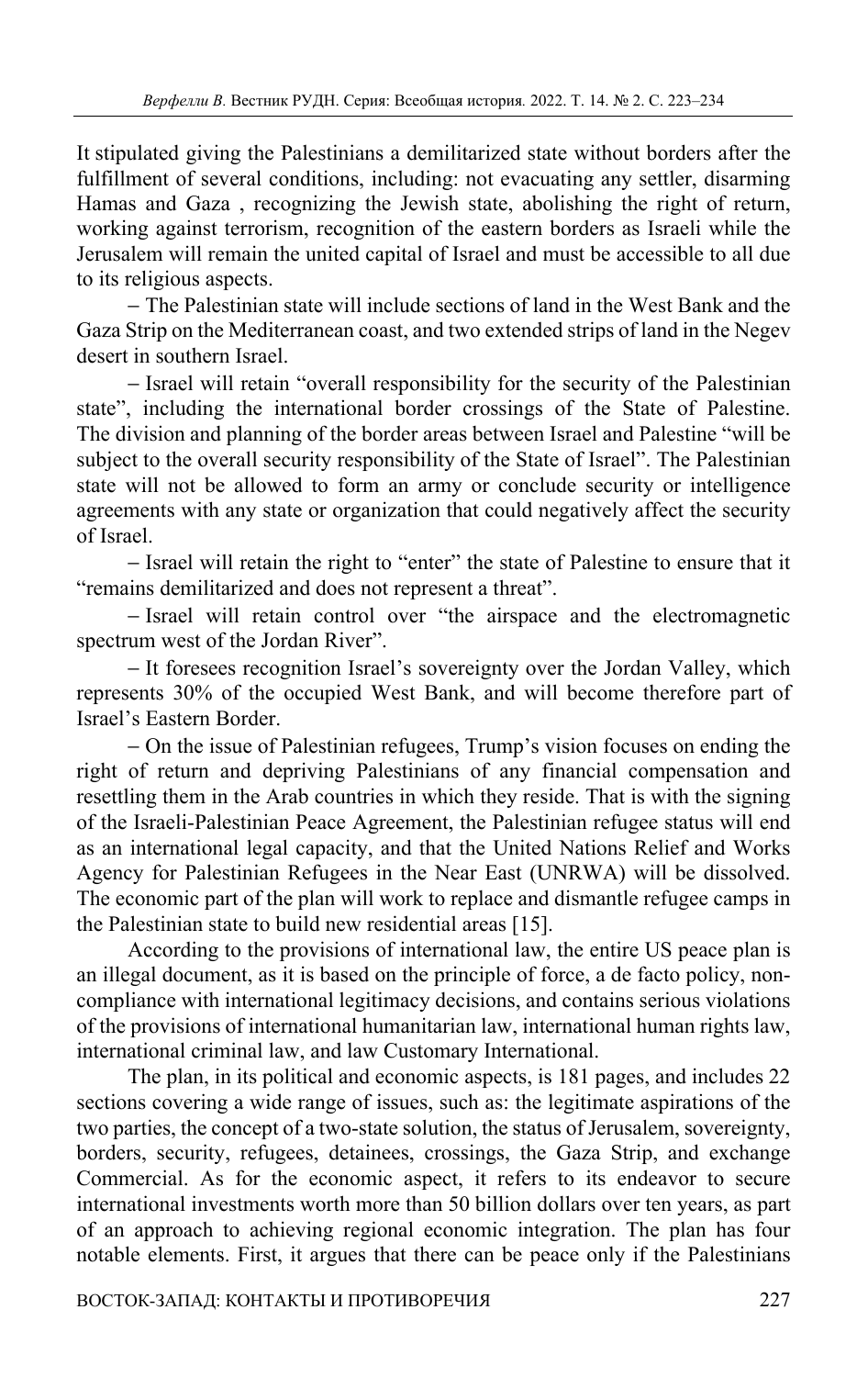It stipulated giving the Palestinians a demilitarized state without borders after the fulfillment of several conditions, including: not evacuating any settler, disarming Hamas and Gaza , recognizing the Jewish state, abolishing the right of return, working against terrorism, recognition of the eastern borders as Israeli while the Jerusalem will remain the united capital of Israel and must be accessible to all due to its religious aspects.

– The Palestinian state will include sections of land in the West Bank and the Gaza Strip on the Mediterranean coast, and two extended strips of land in the Negev desert in southern Israel.

– Israel will retain "overall responsibility for the security of the Palestinian state", including the international border crossings of the State of Palestine. The division and planning of the border areas between Israel and Palestine "will be subject to the overall security responsibility of the State of Israel". The Palestinian state will not be allowed to form an army or conclude security or intelligence agreements with any state or organization that could negatively affect the security of Israel.

– Israel will retain the right to "enter" the state of Palestine to ensure that it "remains demilitarized and does not represent a threat".

– Israel will retain control over "the airspace and the electromagnetic spectrum west of the Jordan River".

– It foresees recognition Israel's sovereignty over the Jordan Valley, which represents 30% of the occupied West Bank, and will become therefore part of Israel's Eastern Border.

– On the issue of Palestinian refugees, Trump's vision focuses on ending the right of return and depriving Palestinians of any financial compensation and resettling them in the Arab countries in which they reside. That is with the signing of the Israeli-Palestinian Peace Agreement, the Palestinian refugee status will end as an international legal capacity, and that the United Nations Relief and Works Agency for Palestinian Refugees in the Near East (UNRWA) will be dissolved. The economic part of the plan will work to replace and dismantle refugee camps in the Palestinian state to build new residential areas [15].

According to the provisions of international law, the entire US peace plan is an illegal document, as it is based on the principle of force, a de facto policy, non-compliance with international legitimacy decisions, and contains serious violations of the provisions of international humanitarian law, international human rights law, international criminal law, and law Customary International.

The plan, in its political and economic aspects, is 181 pages, and includes 22 sections covering a wide range of issues, such as: the legitimate aspirations of the two parties, the concept of a two-state solution, the status of Jerusalem, sovereignty, borders, security, refugees, detainees, crossings, the Gaza Strip, and exchange Commercial. As for the economic aspect, it refers to its endeavor to secure international investments worth more than 50 billion dollars over ten years, as part of an approach to achieving regional economic integration. The plan has four notable elements. First, it argues that there can be peace only if the Palestinians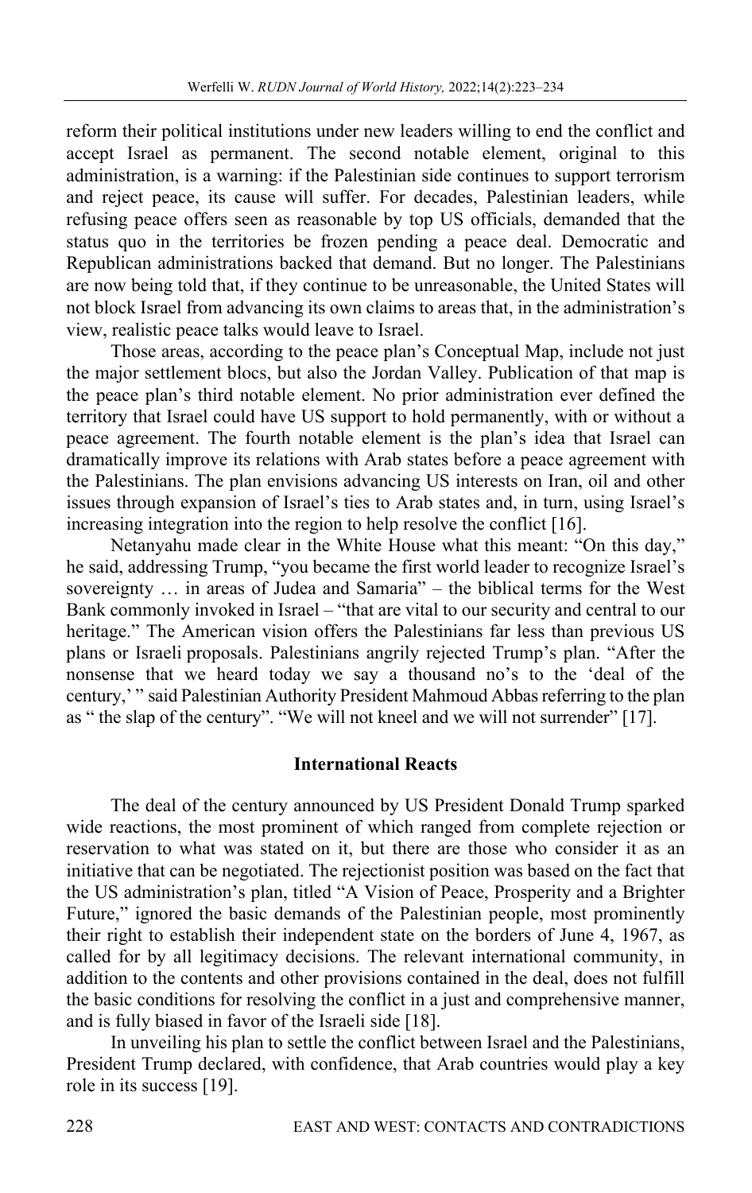reform their political institutions under new leaders willing to end the conflict and accept Israel as permanent. The second notable element, original to this administration, is a warning: if the Palestinian side continues to support terrorism and reject peace, its cause will suffer. For decades, Palestinian leaders, while refusing peace offers seen as reasonable by top US officials, demanded that the status quo in the territories be frozen pending a peace deal. Democratic and Republican administrations backed that demand. But no longer. The Palestinians are now being told that, if they continue to be unreasonable, the United States will not block Israel from advancing its own claims to areas that, in the administration's view, realistic peace talks would leave to Israel.

Those areas, according to the peace plan's Conceptual Map, include not just the major settlement blocs, but also the Jordan Valley. Publication of that map is the peace plan's third notable element. No prior administration ever defined the territory that Israel could have US support to hold permanently, with or without a peace agreement. The fourth notable element is the plan's idea that Israel can dramatically improve its relations with Arab states before a peace agreement with the Palestinians. The plan envisions advancing US interests on Iran, oil and other issues through expansion of Israel's ties to Arab states and, in turn, using Israel's increasing integration into the region to help resolve the conflict [16].

Netanyahu made clear in the White House what this meant: "On this day," he said, addressing Trump, "you became the first world leader to recognize Israel's sovereignty … in areas of Judea and Samaria" – the biblical terms for the West Bank commonly invoked in Israel – "that are vital to our security and central to our heritage." The American vision offers the Palestinians far less than previous US plans or Israeli proposals. Palestinians angrily rejected Trump's plan. "After the nonsense that we heard today we say a thousand no's to the 'deal of the century,' " said Palestinian Authority President Mahmoud Abbas referring to the plan as " the slap of the century". "We will not kneel and we will not surrender" [17].

## International Reacts

The deal of the century announced by US President Donald Trump sparked wide reactions, the most prominent of which ranged from complete rejection or reservation to what was stated on it, but there are those who consider it as an initiative that can be negotiated. The rejectionist position was based on the fact that the US administration's plan, titled "A Vision of Peace, Prosperity and a Brighter Future," ignored the basic demands of the Palestinian people, most prominently their right to establish their independent state on the borders of June 4, 1967, as called for by all legitimacy decisions. The relevant international community, in addition to the contents and other provisions contained in the deal, does not fulfill the basic conditions for resolving the conflict in a just and comprehensive manner, and is fully biased in favor of the Israeli side [18].

In unveiling his plan to settle the conflict between Israel and the Palestinians, President Trump declared, with confidence, that Arab countries would play a key role in its success [19].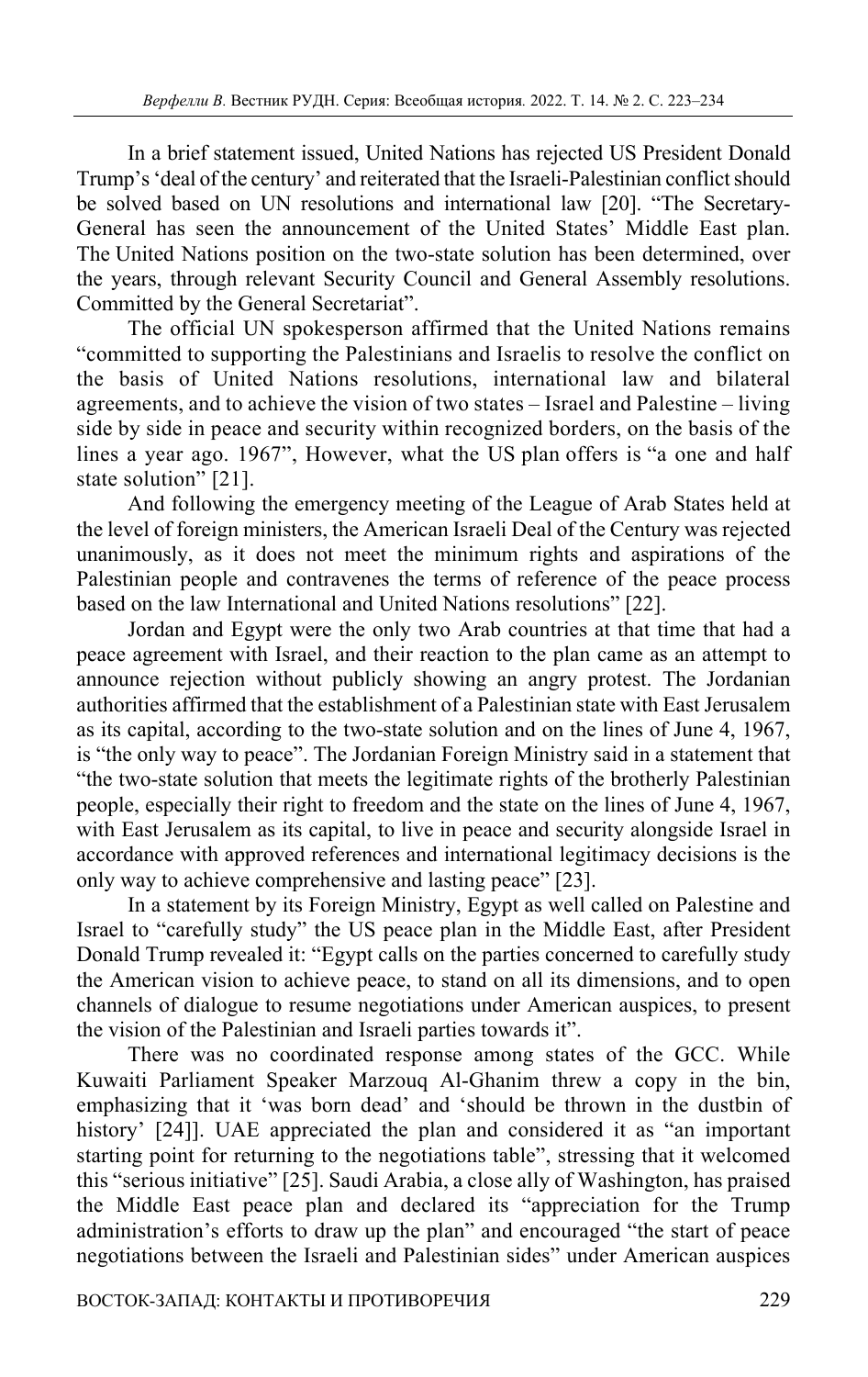In a brief statement issued, United Nations has rejected US President Donald Trump's 'deal of the century' and reiterated that the Israeli-Palestinian conflict should be solved based on UN resolutions and international law [20]. "The Secretary-General has seen the announcement of the United States' Middle East plan. The United Nations position on the two-state solution has been determined, over the years, through relevant Security Council and General Assembly resolutions. Committed by the General Secretariat".

The official UN spokesperson affirmed that the United Nations remains "committed to supporting the Palestinians and Israelis to resolve the conflict on the basis of United Nations resolutions, international law and bilateral agreements, and to achieve the vision of two states – Israel and Palestine – living side by side in peace and security within recognized borders, on the basis of the lines a year ago. 1967", However, what the US plan offers is "a one and half state solution" [21].

And following the emergency meeting of the League of Arab States held at the level of foreign ministers, the American Israeli Deal of the Century was rejected unanimously, as it does not meet the minimum rights and aspirations of the Palestinian people and contravenes the terms of reference of the peace process based on the law International and United Nations resolutions" [22].

Jordan and Egypt were the only two Arab countries at that time that had a peace agreement with Israel, and their reaction to the plan came as an attempt to announce rejection without publicly showing an angry protest. The Jordanian authorities affirmed that the establishment of a Palestinian state with East Jerusalem as its capital, according to the two-state solution and on the lines of June 4, 1967, is "the only way to peace". The Jordanian Foreign Ministry said in a statement that "the two-state solution that meets the legitimate rights of the brotherly Palestinian people, especially their right to freedom and the state on the lines of June 4, 1967, with East Jerusalem as its capital, to live in peace and security alongside Israel in accordance with approved references and international legitimacy decisions is the only way to achieve comprehensive and lasting peace" [23].

In a statement by its Foreign Ministry, Egypt as well called on Palestine and Israel to "carefully study" the US peace plan in the Middle East, after President Donald Trump revealed it: "Egypt calls on the parties concerned to carefully study the American vision to achieve peace, to stand on all its dimensions, and to open channels of dialogue to resume negotiations under American auspices, to present the vision of the Palestinian and Israeli parties towards it".

There was no coordinated response among states of the GCC. While Kuwaiti Parliament Speaker Marzouq Al-Ghanim threw a copy in the bin, emphasizing that it 'was born dead' and 'should be thrown in the dustbin of history' [24]]. UAE appreciated the plan and considered it as "an important starting point for returning to the negotiations table", stressing that it welcomed this "serious initiative" [25]. Saudi Arabia, a close ally of Washington, has praised the Middle East peace plan and declared its "appreciation for the Trump administration's efforts to draw up the plan" and encouraged "the start of peace negotiations between the Israeli and Palestinian sides" under American auspices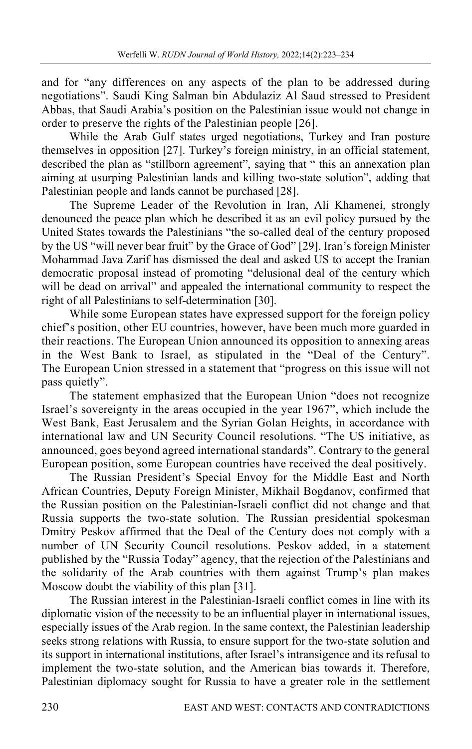and for "any differences on any aspects of the plan to be addressed during negotiations". Saudi King Salman bin Abdulaziz Al Saud stressed to President Abbas, that Saudi Arabia's position on the Palestinian issue would not change in order to preserve the rights of the Palestinian people [26].

While the Arab Gulf states urged negotiations, Turkey and Iran posture themselves in opposition [27]. Turkey's foreign ministry, in an official statement, described the plan as "stillborn agreement", saying that " this an annexation plan aiming at usurping Palestinian lands and killing two-state solution", adding that Palestinian people and lands cannot be purchased [28].

The Supreme Leader of the Revolution in Iran, Ali Khamenei, strongly denounced the peace plan which he described it as an evil policy pursued by the United States towards the Palestinians "the so-called deal of the century proposed by the US "will never bear fruit" by the Grace of God" [29]. Iran's foreign Minister Mohammad Java Zarif has dismissed the deal and asked US to accept the Iranian democratic proposal instead of promoting "delusional deal of the century which will be dead on arrival" and appealed the international community to respect the right of all Palestinians to self-determination [30].

While some European states have expressed support for the foreign policy chief's position, other EU countries, however, have been much more guarded in their reactions. The European Union announced its opposition to annexing areas in the West Bank to Israel, as stipulated in the "Deal of the Century". The European Union stressed in a statement that "progress on this issue will not pass quietly".

The statement emphasized that the European Union "does not recognize Israel's sovereignty in the areas occupied in the year 1967", which include the West Bank, East Jerusalem and the Syrian Golan Heights, in accordance with international law and UN Security Council resolutions. "The US initiative, as announced, goes beyond agreed international standards". Contrary to the general European position, some European countries have received the deal positively.

The Russian President's Special Envoy for the Middle East and North African Countries, Deputy Foreign Minister, Mikhail Bogdanov, confirmed that the Russian position on the Palestinian-Israeli conflict did not change and that Russia supports the two-state solution. The Russian presidential spokesman Dmitry Peskov affirmed that the Deal of the Century does not comply with a number of UN Security Council resolutions. Peskov added, in a statement published by the "Russia Today" agency, that the rejection of the Palestinians and the solidarity of the Arab countries with them against Trump's plan makes Moscow doubt the viability of this plan [31].

The Russian interest in the Palestinian-Israeli conflict comes in line with its diplomatic vision of the necessity to be an influential player in international issues, especially issues of the Arab region. In the same context, the Palestinian leadership seeks strong relations with Russia, to ensure support for the two-state solution and its support in international institutions, after Israel's intransigence and its refusal to implement the two-state solution, and the American bias towards it. Therefore, Palestinian diplomacy sought for Russia to have a greater role in the settlement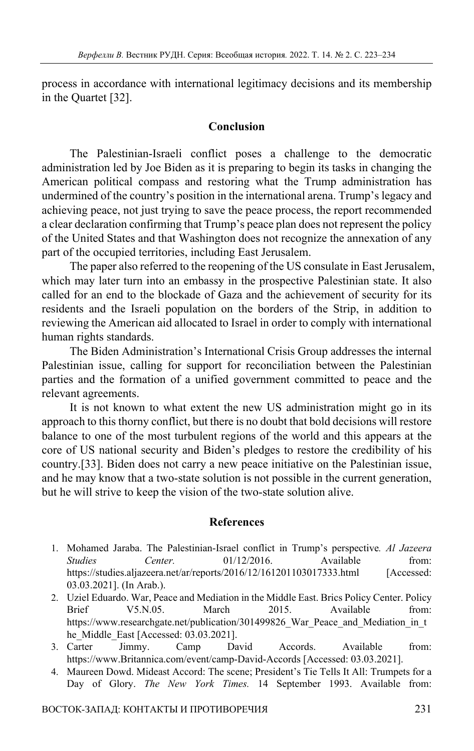process in accordance with international legitimacy decisions and its membership in the Quartet [32].

## Conclusion

The Palestinian-Israeli conflict poses a challenge to the democratic administration led by Joe Biden as it is preparing to begin its tasks in changing the American political compass and restoring what the Trump administration has undermined of the country's position in the international arena. Trump's legacy and achieving peace, not just trying to save the peace process, the report recommended a clear declaration confirming that Trump's peace plan does not represent the policy of the United States and that Washington does not recognize the annexation of any part of the occupied territories, including East Jerusalem.

The paper also referred to the reopening of the US consulate in East Jerusalem, which may later turn into an embassy in the prospective Palestinian state. It also called for an end to the blockade of Gaza and the achievement of security for its residents and the Israeli population on the borders of the Strip, in addition to reviewing the American aid allocated to Israel in order to comply with international human rights standards.

The Biden Administration's International Crisis Group addresses the internal Palestinian issue, calling for support for reconciliation between the Palestinian parties and the formation of a unified government committed to peace and the relevant agreements.

It is not known to what extent the new US administration might go in its approach to this thorny conflict, but there is no doubt that bold decisions will restore balance to one of the most turbulent regions of the world and this appears at the core of US national security and Biden's pledges to restore the credibility of his country.[33]. Biden does not carry a new peace initiative on the Palestinian issue, and he may know that a two-state solution is not possible in the current generation, but he will strive to keep the vision of the two-state solution alive.

## References

1. Mohamed Jaraba. The Palestinian-Israel conflict in Trump's perspective. *Al Jazeera Studies Center.* 01/12/2016. Available from: https://studies.aljazeera.net/ar/reports/2016/12/161201103017333.html [Accessed: 03.03.2021]. (In Arab.).
2. Uziel Eduardo. War, Peace and Mediation in the Middle East. Brics Policy Center. Policy Brief V5.N.05. March 2015. Available from: https://www.researchgate.net/publication/301499826_War_Peace_and_Mediation_in_the_Middle_East [Accessed: 03.03.2021].
3. Carter Jimmy. Camp David Accords. Available from: https://www.Britannica.com/event/camp-David-Accords [Accessed: 03.03.2021].
4. Maureen Dowd. Mideast Accord: The scene; President's Tie Tells It All: Trumpets for a Day of Glory. *The New York Times.* 14 September 1993. Available from: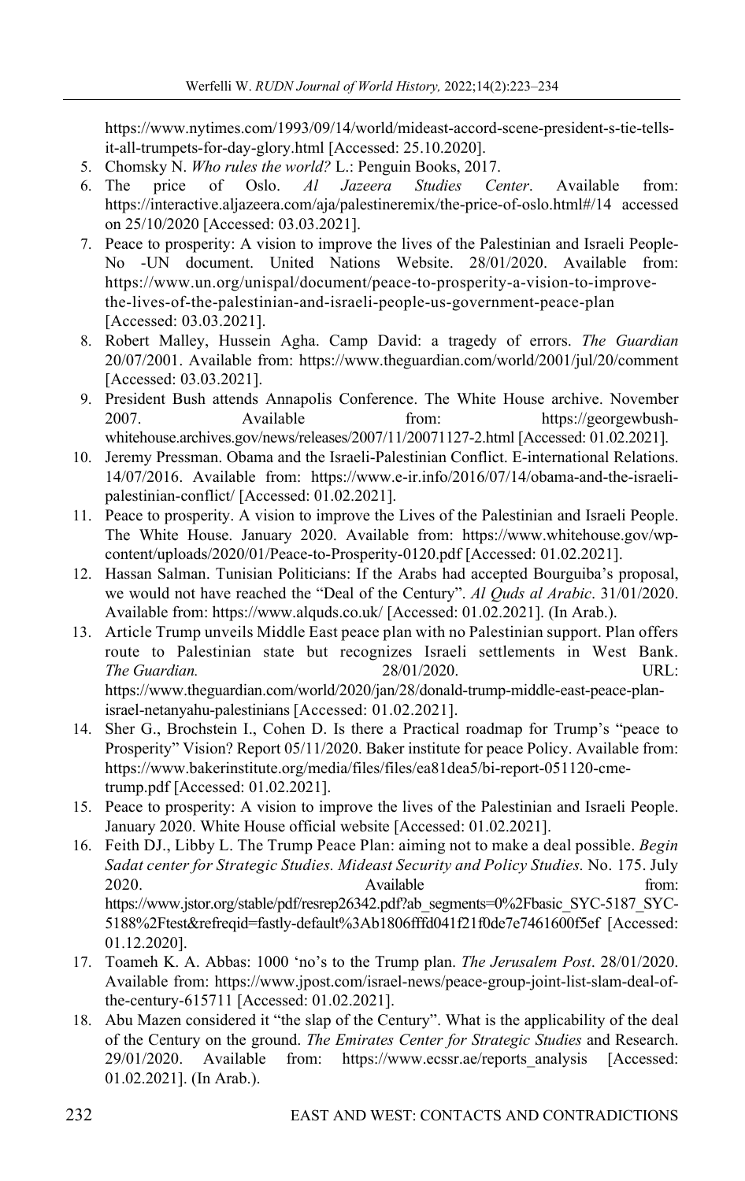https://www.nytimes.com/1993/09/14/world/mideast-accord-scene-president-s-tie-tells-it-all-trumpets-for-day-glory.html [Accessed: 25.10.2020].

5. Chomsky N. *Who rules the world?* L.: Penguin Books, 2017.
6. The price of Oslo. *Al Jazeera Studies Center*. Available from: https://interactive.aljazeera.com/aja/palestineremix/the-price-of-oslo.html#/14 accessed on 25/10/2020 [Accessed: 03.03.2021].
7. Peace to prosperity: A vision to improve the lives of the Palestinian and Israeli People-No -UN document. United Nations Website. 28/01/2020. Available from: https://www.un.org/unispal/document/peace-to-prosperity-a-vision-to-improve-the-lives-of-the-palestinian-and-israeli-people-us-government-peace-plan [Accessed: 03.03.2021].
8. Robert Malley, Hussein Agha. Camp David: a tragedy of errors. *The Guardian* 20/07/2001. Available from: https://www.theguardian.com/world/2001/jul/20/comment [Accessed: 03.03.2021].
9. President Bush attends Annapolis Conference. The White House archive. November 2007. Available from: https://georgewbush-whitehouse.archives.gov/news/releases/2007/11/20071127-2.html [Accessed: 01.02.2021].
10. Jeremy Pressman. Obama and the Israeli-Palestinian Conflict. E-international Relations. 14/07/2016. Available from: https://www.e-ir.info/2016/07/14/obama-and-the-israeli-palestinian-conflict/ [Accessed: 01.02.2021].
11. Peace to prosperity. A vision to improve the Lives of the Palestinian and Israeli People. The White House. January 2020. Available from: https://www.whitehouse.gov/wp-content/uploads/2020/01/Peace-to-Prosperity-0120.pdf [Accessed: 01.02.2021].
12. Hassan Salman. Tunisian Politicians: If the Arabs had accepted Bourguiba's proposal, we would not have reached the "Deal of the Century". *Al Quds al Arabic*. 31/01/2020. Available from: https://www.alquds.co.uk/ [Accessed: 01.02.2021]. (In Arab.).
13. Article Trump unveils Middle East peace plan with no Palestinian support. Plan offers route to Palestinian state but recognizes Israeli settlements in West Bank. *The Guardian.* 28/01/2020. URL: https://www.theguardian.com/world/2020/jan/28/donald-trump-middle-east-peace-plan-israel-netanyahu-palestinians [Accessed: 01.02.2021].
14. Sher G., Brochstein I., Cohen D. Is there a Practical roadmap for Trump's "peace to Prosperity" Vision? Report 05/11/2020. Baker institute for peace Policy. Available from: https://www.bakerinstitute.org/media/files/files/ea81dea5/bi-report-051120-cme-trump.pdf [Accessed: 01.02.2021].
15. Peace to prosperity: A vision to improve the lives of the Palestinian and Israeli People. January 2020. White House official website [Accessed: 01.02.2021].
16. Feith DJ., Libby L. The Trump Peace Plan: aiming not to make a deal possible. *Begin Sadat center for Strategic Studies. Mideast Security and Policy Studies.* No. 175. July 2020. Available from: https://www.jstor.org/stable/pdf/resrep26342.pdf?ab_segments=0%2Fbasic_SYC-5187_SYC-5188%2Ftest&refreqid=fastly-default%3Ab1806fffd041f21f0de7e7461600f5ef [Accessed: 01.12.2020].
17. Toameh K. A. Abbas: 1000 'no's to the Trump plan. *The Jerusalem Post*. 28/01/2020. Available from: https://www.jpost.com/israel-news/peace-group-joint-list-slam-deal-of-the-century-615711 [Accessed: 01.02.2021].
18. Abu Mazen considered it "the slap of the Century". What is the applicability of the deal of the Century on the ground. *The Emirates Center for Strategic Studies* and Research. 29/01/2020. Available from: https://www.ecssr.ae/reports_analysis [Accessed: 01.02.2021]. (In Arab.).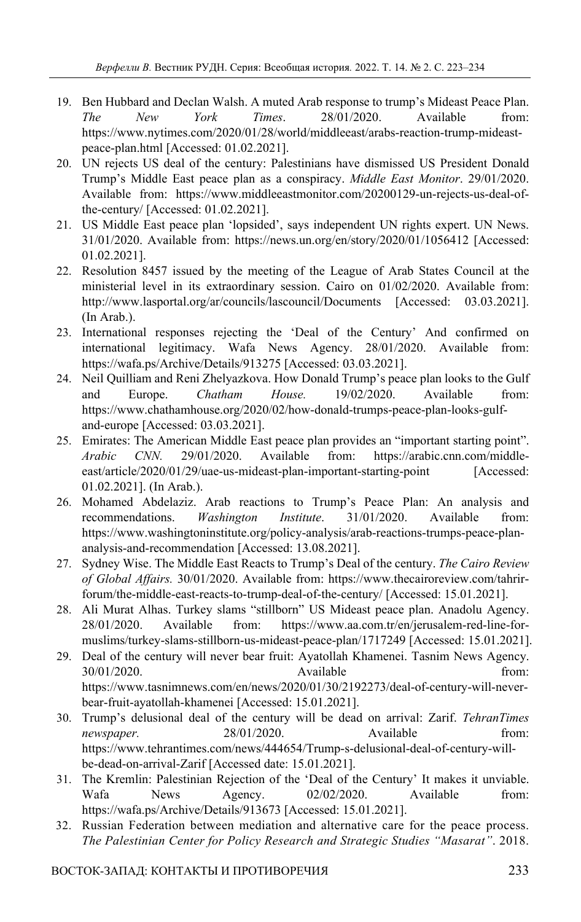19. Ben Hubbard and Declan Walsh. A muted Arab response to trump's Mideast Peace Plan. *The New York Times*. 28/01/2020. Available from: https://www.nytimes.com/2020/01/28/world/middleeast/arabs-reaction-trump-mideast-peace-plan.html [Accessed: 01.02.2021].
20. UN rejects US deal of the century: Palestinians have dismissed US President Donald Trump's Middle East peace plan as a conspiracy. *Middle East Monitor*. 29/01/2020. Available from: https://middleeastmonitor.com/20200129-un-rejects-us-deal-of-the-century/ [Accessed: 01.02.2021].
21. US Middle East peace plan 'lopsided', says independent UN rights expert. UN News. 31/01/2020. Available from: https://news.un.org/en/story/2020/01/1056412 [Accessed: 01.02.2021].
22. Resolution 8457 issued by the meeting of the League of Arab States Council at the ministerial level in its extraordinary session. Cairo on 01/02/2020. Available from: http://www.lasportal.org/ar/councils/lascouncil/Documents [Accessed: 03.03.2021]. (In Arab.).
23. International responses rejecting the 'Deal of the Century' And confirmed on international legitimacy. Wafa News Agency. 28/01/2020. Available from: https://wafa.ps/Archive/Details/913275 [Accessed: 03.03.2021].
24. Neil Quilliam and Reni Zhelyazkova. How Donald Trump's peace plan looks to the Gulf and Europe. *Chatham House.* 19/02/2020. Available from: https://www.chathamhouse.org/2020/02/how-donald-trumps-peace-plan-looks-gulf-and-europe [Accessed: 03.03.2021].
25. Emirates: The American Middle East peace plan provides an "important starting point". *Arabic CNN.* 29/01/2020. Available from: https://arabic.cnn.com/middle-east/article/2020/01/29/uae-us-mideast-plan-important-starting-point [Accessed: 01.02.2021]. (In Arab.).
26. Mohamed Abdelaziz. Arab reactions to Trump's Peace Plan: An analysis and recommendations. *Washington Institute*. 31/01/2020. Available from: https://www.washingtoninstitute.org/policy-analysis/arab-reactions-trumps-peace-plan-analysis-and-recommendation [Accessed: 13.08.2021].
27. Sydney Wise. The Middle East Reacts to Trump's Deal of the century. *The Cairo Review of Global Affairs.* 30/01/2020. Available from: https://www.thecairoreview.com/tahrir-forum/the-middle-east-reacts-to-trump-deal-of-the-century/ [Accessed: 15.01.2021].
28. Ali Murat Alhas. Turkey slams "stillborn" US Mideast peace plan. Anadolu Agency. 28/01/2020. Available from: https://www.aa.com.tr/en/jerusalem-red-line-for-muslims/turkey-slams-stillborn-us-mideast-peace-plan/1717249 [Accessed: 15.01.2021].
29. Deal of the century will never bear fruit: Ayatollah Khamenei. Tasnim News Agency. 30/01/2020. Available from: https://www.tasnimnews.com/en/news/2020/01/30/2192273/deal-of-century-will-never-bear-fruit-ayatollah-khamenei [Accessed: 15.01.2021].
30. Trump's delusional deal of the century will be dead on arrival: Zarif. *TehranTimes newspaper.* 28/01/2020. Available from: https://www.tehrantimes.com/news/444654/Trump-s-delusional-deal-of-century-will-be-dead-on-arrival-Zarif [Accessed date: 15.01.2021].
31. The Kremlin: Palestinian Rejection of the 'Deal of the Century' It makes it unviable. Wafa News Agency. 02/02/2020. Available from: https://wafa.ps/Archive/Details/913673 [Accessed: 15.01.2021].
32. Russian Federation between mediation and alternative care for the peace process. *The Palestinian Center for Policy Research and Strategic Studies "Masarat"*. 2018.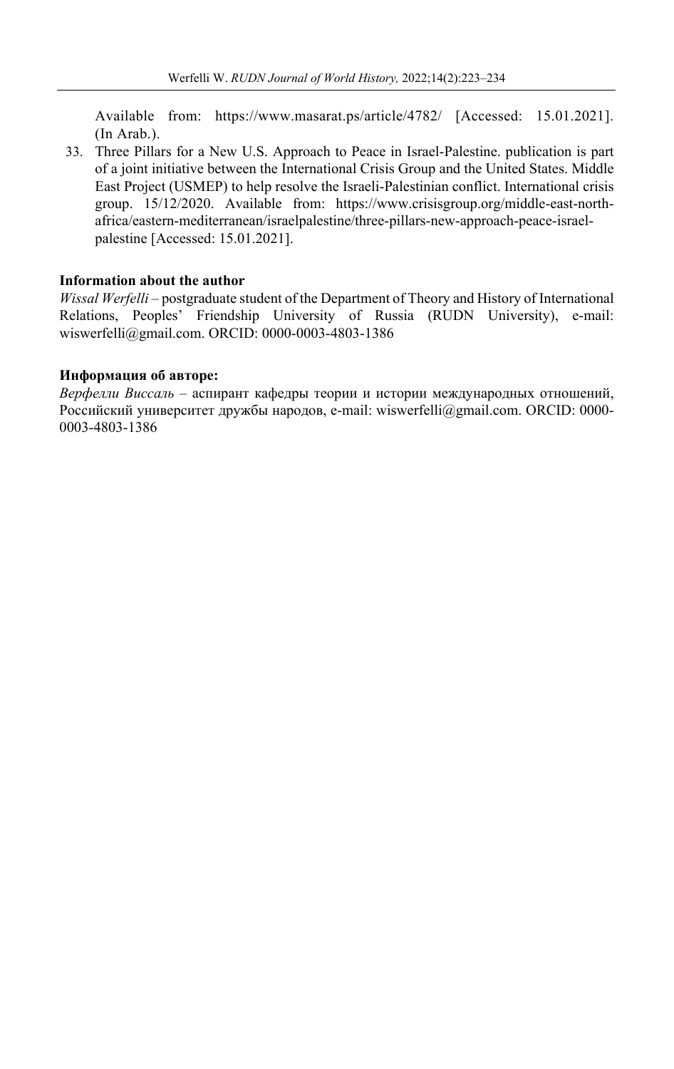Available from: https://www.masarat.ps/article/4782/ [Accessed: 15.01.2021]. (In Arab.).

33. Three Pillars for a New U.S. Approach to Peace in Israel-Palestine. publication is part of a joint initiative between the International Crisis Group and the United States. Middle East Project (USMEP) to help resolve the Israeli-Palestinian conflict. International crisis group. 15/12/2020. Available from: https://www.crisisgroup.org/middle-east-north-africa/eastern-mediterranean/israelpalestine/three-pillars-new-approach-peace-israel-palestine [Accessed: 15.01.2021].

**Information about the author**

*Wissal Werfelli* – postgraduate student of the Department of Theory and History of International Relations, Peoples' Friendship University of Russia (RUDN University), e-mail: wiswerfelli@gmail.com. ORCID: 0000-0003-4803-1386

**Информация об авторе:**

*Верфелли Виссаль* – аспирант кафедры теории и истории международных отношений, Российский университет дружбы народов, e-mail: wiswerfelli@gmail.com. ORCID: 0000-0003-4803-1386